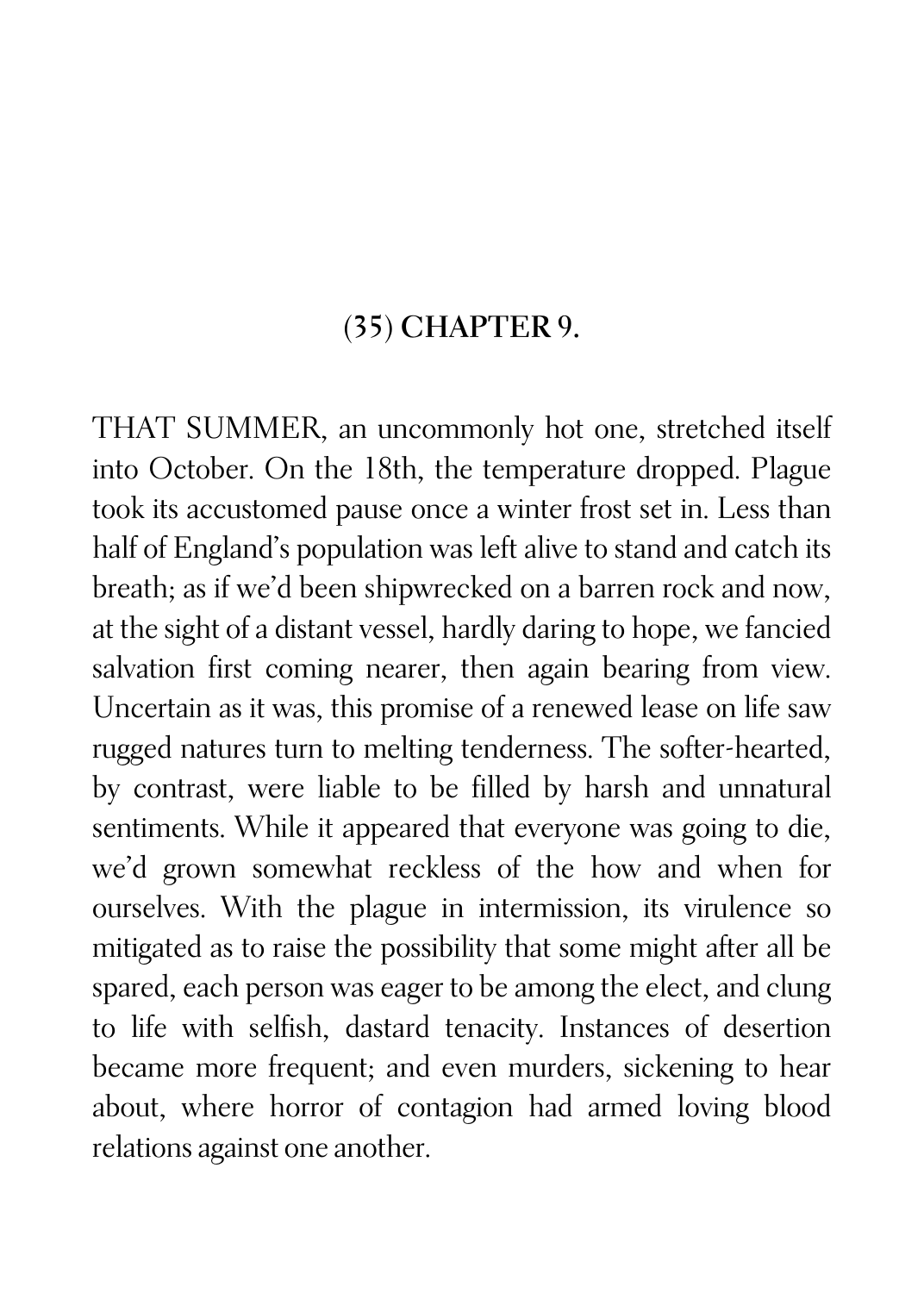## (35) CHAPTER 9.

THAT SUMMER, an uncommonly hot one, stretched itself into October. On the 18th, the temperature dropped. Plague took its accustomed pause once a winter frost set in. Less than half of England's population was left alive to stand and catch its breath; as if we'd been shipwrecked on a barren rock and now, at the sight of a distant vessel, hardly daring to hope, we fancied salvation first coming nearer, then again bearing from view. Uncertain as it was, this promise of a renewed lease on life saw rugged natures turn to melting tenderness. The softer-hearted, by contrast, were liable to be filled by harsh and unnatural sentiments. While it appeared that everyone was going to die, we'd grown somewhat reckless of the how and when for ourselves. With the plague in intermission, its virulence so mitigated as to raise the possibility that some might after all be spared, each person was eager to be among the elect, and clung to life with selfish, dastard tenacity. Instances of desertion became more frequent; and even murders, sickening to hear about, where horror of contagion had armed loving blood relations against one another.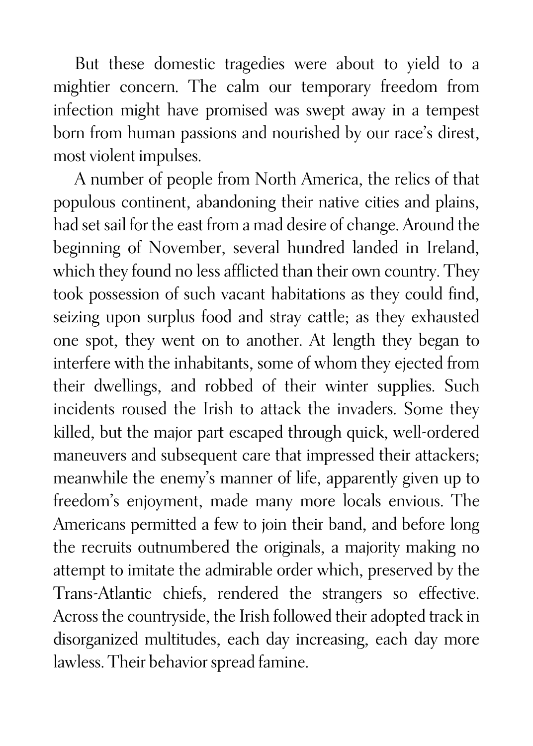But these domestic tragedies were about to yield to a mightier concern. The calm our temporary freedom from infection might have promised was swept away in a tempest born from human passions and nourished by our race's direst, most violent impulses.

A number of people from North America, the relics of that populous continent, abandoning their native cities and plains, had set sail for the east from a mad desire of change. Around the beginning of November, several hundred landed in Ireland, which they found no less afflicted than their own country. They took possession of such vacant habitations as they could find, seizing upon surplus food and stray cattle; as they exhausted one spot, they went on to another. At length they began to interfere with the inhabitants, some of whom they ejected from their dwellings, and robbed of their winter supplies. Such incidents roused the Irish to attack the invaders. Some they killed, but the major part escaped through quick, well-ordered maneuvers and subsequent care that impressed their attackers; meanwhile the enemy's manner of life, apparently given up to freedom's enjoyment, made many more locals envious. The Americans permitted a few to join their band, and before long the recruits outnumbered the originals, a majority making no attempt to imitate the admirable order which, preserved by the Trans-Atlantic chiefs, rendered the strangers so effective. Across the countryside, the Irish followed their adopted track in disorganized multitudes, each day increasing, each day more lawless. Their behavior spread famine.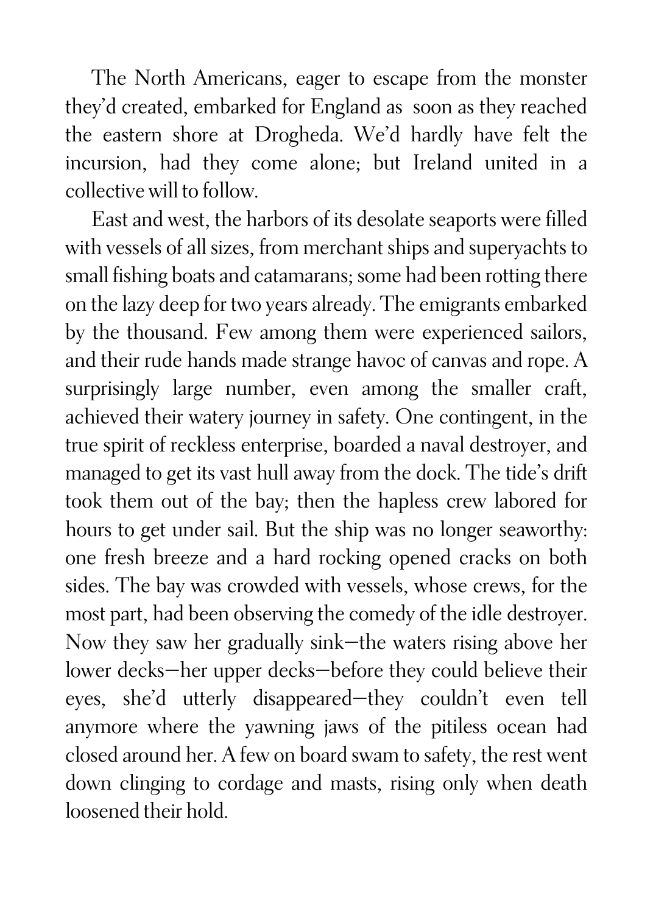The North Americans, eager to escape from the monster they'd created, embarked for England as soon as they reached the eastern shore at Drogheda. We'd hardly have felt the incursion, had they come alone; but Ireland united in a collective will to follow.

East and west, the harbors of its desolate seaports were filled with vessels of all sizes, from merchant ships and superyachts to small fishing boats and catamarans; some had been rotting there on the lazy deep for two years already. The emigrants embarked by the thousand. Few among them were experienced sailors, and their rude hands made strange havoc of canvas and rope. A surprisingly large number, even among the smaller craft, achieved their watery journey in safety. One contingent, in the true spirit of reckless enterprise, boarded a naval destroyer, and managed to get its vast hull away from the dock. The tide's drift took them out of the bay; then the hapless crew labored for hours to get under sail. But the ship was no longer seaworthy: one fresh breeze and a hard rocking opened cracks on both sides. The bay was crowded with vessels, whose crews, for the most part, had been observing the comedy of the idle destroyer. Now they saw her gradually sink—the waters rising above her lower decks—her upper decks—before they could believe their eyes, she'd utterly disappeared—they couldn't even tell anymore where the yawning jaws of the pitiless ocean had closed around her. A few on board swam to safety, the rest went down clinging to cordage and masts, rising only when death loosened their hold.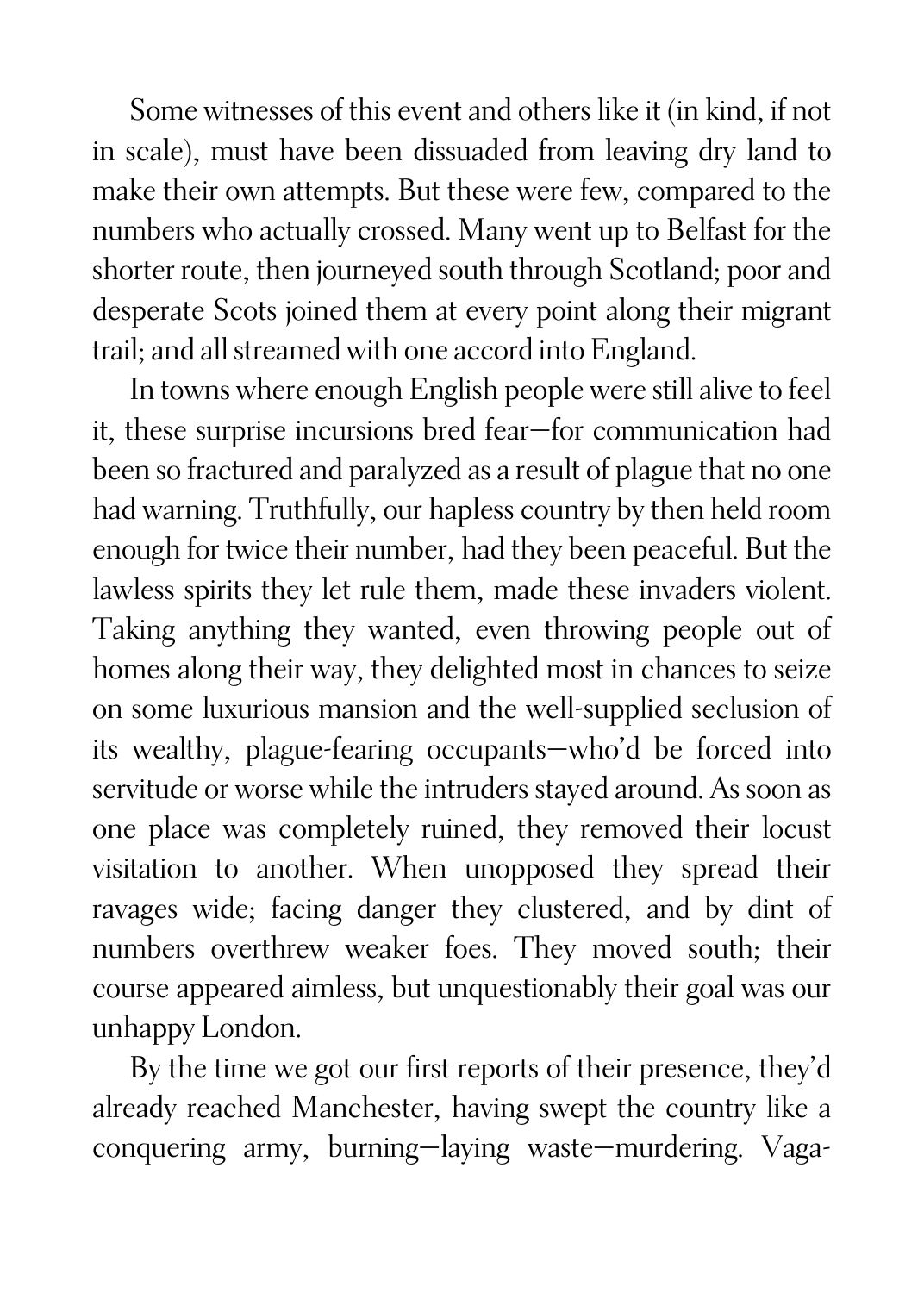Some witnesses of this event and others like it (in kind, if not in scale), must have been dissuaded from leaving dry land to make their own attempts. But these were few, compared to the numbers who actually crossed. Many went up to Belfast for the shorter route, then journeyed south through Scotland; poor and desperate Scots joined them at every point along their migrant trail; and all streamed with one accord into England.

In towns where enough English people were still alive to feel it, these surprise incursions bred fear—for communication had been so fractured and paralyzed as a result of plague that no one had warning. Truthfully, our hapless country by then held room enough for twice their number, had they been peaceful. But the lawless spirits they let rule them, made these invaders violent. Taking anything they wanted, even throwing people out of homes along their way, they delighted most in chances to seize on some luxurious mansion and the well-supplied seclusion of its wealthy, plague-fearing occupants—who'd be forced into servitude or worse while the intruders stayed around. As soon as one place was completely ruined, they removed their locust visitation to another. When unopposed they spread their ravages wide; facing danger they clustered, and by dint of numbers overthrew weaker foes. They moved south; their course appeared aimless, but unquestionably their goal was our unhappy London.

By the time we got our first reports of their presence, they'd already reached Manchester, having swept the country like a conquering army, burning—laying waste—murdering. Vaga-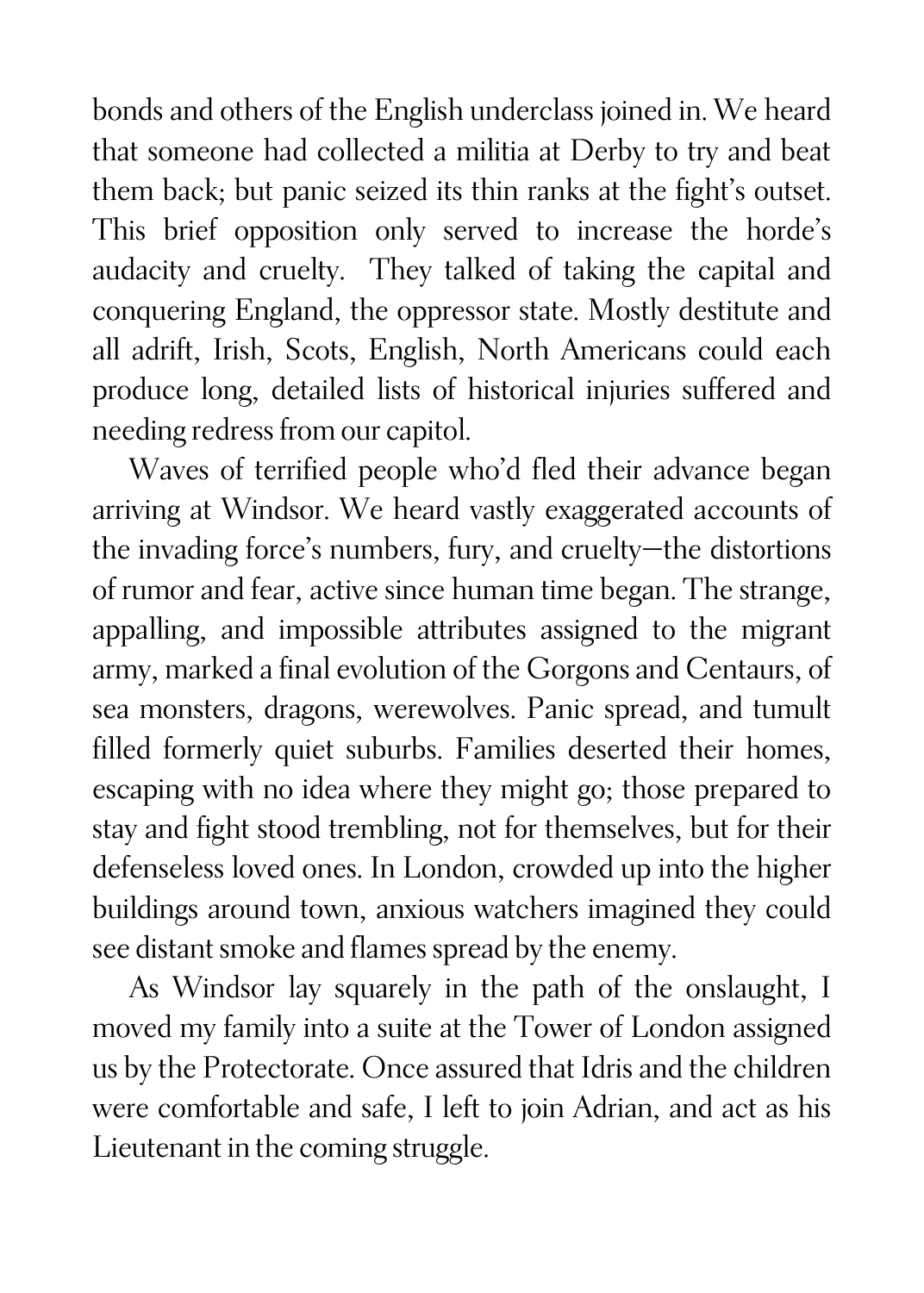bonds and others of the English underclass joined in. We heard that someone had collected a militia at Derby to try and beat them back; but panic seized its thin ranks at the fight's outset. This brief opposition only served to increase the horde's audacity and cruelty. They talked of taking the capital and conquering England, the oppressor state. Mostly destitute and all adrift, Irish, Scots, English, North Americans could each produce long, detailed lists of historical injuries suffered and needing redress from our capitol.

Waves of terrified people who'd fled their advance began arriving at Windsor. We heard vastly exaggerated accounts of the invading force's numbers, fury, and cruelty—the distortions of rumor and fear, active since human time began. The strange, appalling, and impossible attributes assigned to the migrant army, marked a final evolution of the Gorgons and Centaurs, of sea monsters, dragons, werewolves. Panic spread, and tumult filled formerly quiet suburbs. Families deserted their homes, escaping with no idea where they might go; those prepared to stay and fight stood trembling, not for themselves, but for their defenseless loved ones. In London, crowded up into the higher buildings around town, anxious watchers imagined they could see distant smoke and flames spread by the enemy.

As Windsor lay squarely in the path of the onslaught, I moved my family into a suite at the Tower of London assigned us by the Protectorate. Once assured that Idris and the children were comfortable and safe, I left to join Adrian, and act as his Lieutenant in the coming struggle.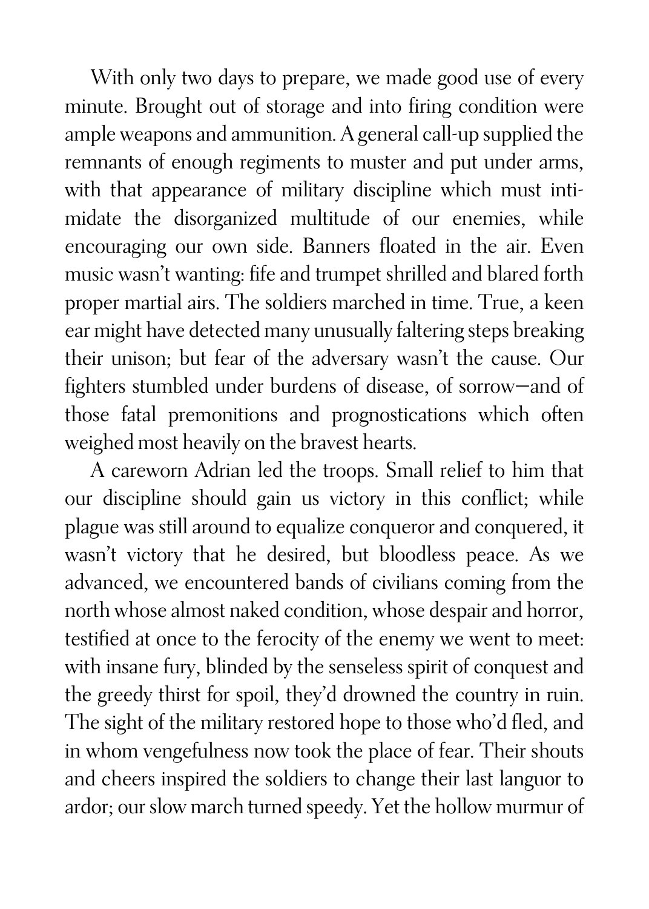With only two days to prepare, we made good use of every minute. Brought out of storage and into firing condition were ample weapons and ammunition. A general call-up supplied the remnants of enough regiments to muster and put under arms, with that appearance of military discipline which must intimidate the disorganized multitude of our enemies, while encouraging our own side. Banners floated in the air. Even music wasn't wanting: fife and trumpet shrilled and blared forth proper martial airs. The soldiers marched in time. True, a keen ear might have detected many unusually faltering steps breaking their unison; but fear of the adversary wasn't the cause. Our fighters stumbled under burdens of disease, of sorrow—and of those fatal premonitions and prognostications which often weighed most heavily on the bravest hearts.

A careworn Adrian led the troops. Small relief to him that our discipline should gain us victory in this conflict; while plague was still around to equalize conqueror and conquered, it wasn't victory that he desired, but bloodless peace. As we advanced, we encountered bands of civilians coming from the north whose almost naked condition, whose despair and horror, testified at once to the ferocity of the enemy we went to meet: with insane fury, blinded by the senseless spirit of conquest and the greedy thirst for spoil, they'd drowned the country in ruin. The sight of the military restored hope to those who'd fled, and in whom vengefulness now took the place of fear. Their shouts and cheers inspired the soldiers to change their last languor to ardor; our slow march turned speedy. Yet the hollow murmur of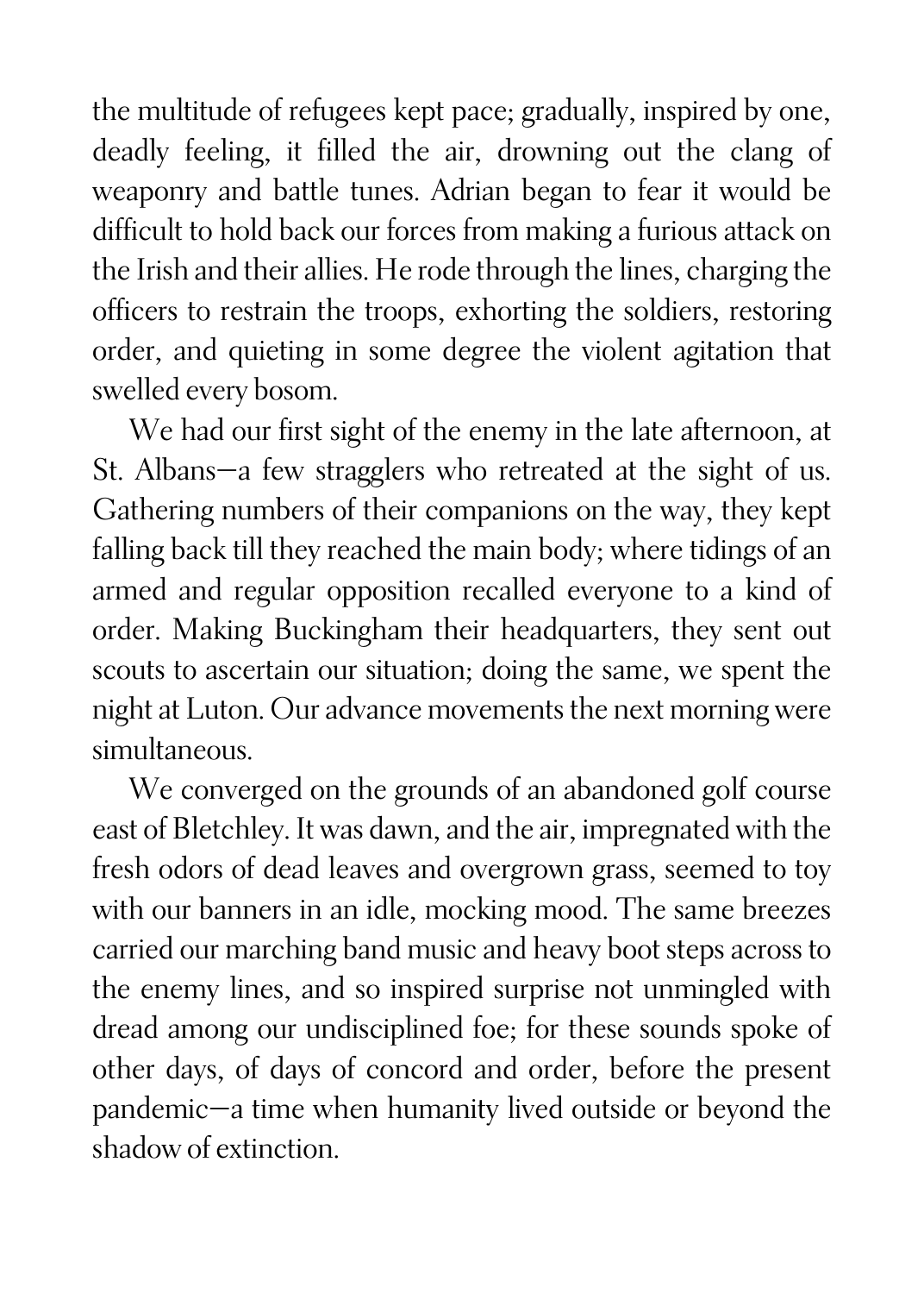the multitude of refugees kept pace; gradually, inspired by one, deadly feeling, it filled the air, drowning out the clang of weaponry and battle tunes. Adrian began to fear it would be difficult to hold back our forces from making a furious attack on the Irish and their allies. He rode through the lines, charging the officers to restrain the troops, exhorting the soldiers, restoring order, and quieting in some degree the violent agitation that swelled every bosom.

We had our first sight of the enemy in the late afternoon, at St. Albans—a few stragglers who retreated at the sight of us. Gathering numbers of their companions on the way, they kept falling back till they reached the main body; where tidings of an armed and regular opposition recalled everyone to a kind of order. Making Buckingham their headquarters, they sent out scouts to ascertain our situation; doing the same, we spent the night at Luton. Our advance movements the next morning were simultaneous.

We converged on the grounds of an abandoned golf course east of Bletchley. It was dawn, and the air, impregnated with the fresh odors of dead leaves and overgrown grass, seemed to toy with our banners in an idle, mocking mood. The same breezes carried our marching band music and heavy boot steps across to the enemy lines, and so inspired surprise not unmingled with dread among our undisciplined foe; for these sounds spoke of other days, of days of concord and order, before the present pandemic—a time when humanity lived outside or beyond the shadow of extinction.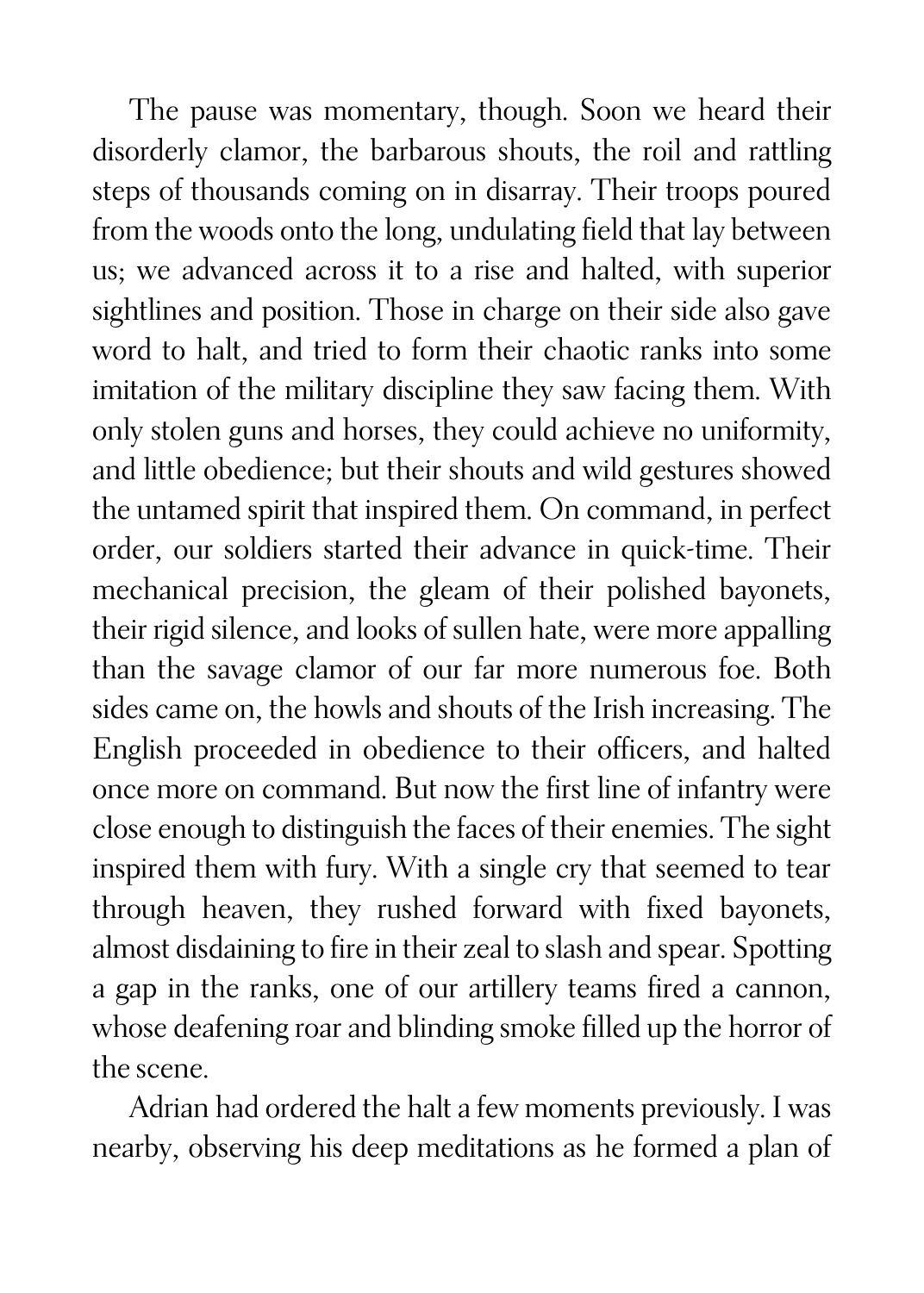The pause was momentary, though. Soon we heard their disorderly clamor, the barbarous shouts, the roil and rattling steps of thousands coming on in disarray. Their troops poured from the woods onto the long, undulating field that lay between us; we advanced across it to a rise and halted, with superior sightlines and position. Those in charge on their side also gave word to halt, and tried to form their chaotic ranks into some imitation of the military discipline they saw facing them. With only stolen guns and horses, they could achieve no uniformity, and little obedience; but their shouts and wild gestures showed the untamed spirit that inspired them. On command, in perfect order, our soldiers started their advance in quick-time. Their mechanical precision, the gleam of their polished bayonets, their rigid silence, and looks of sullen hate, were more appalling than the savage clamor of our far more numerous foe. Both sides came on, the howls and shouts of the Irish increasing. The English proceeded in obedience to their officers, and halted once more on command. But now the first line of infantry were close enough to distinguish the faces of their enemies. The sight inspired them with fury. With a single cry that seemed to tear through heaven, they rushed forward with fixed bayonets, almost disdaining to fire in their zeal to slash and spear. Spotting a gap in the ranks, one of our artillery teams fired a cannon, whose deafening roar and blinding smoke filled up the horror of the scene.

Adrian had ordered the halt a few moments previously. I was nearby, observing his deep meditations as he formed a plan of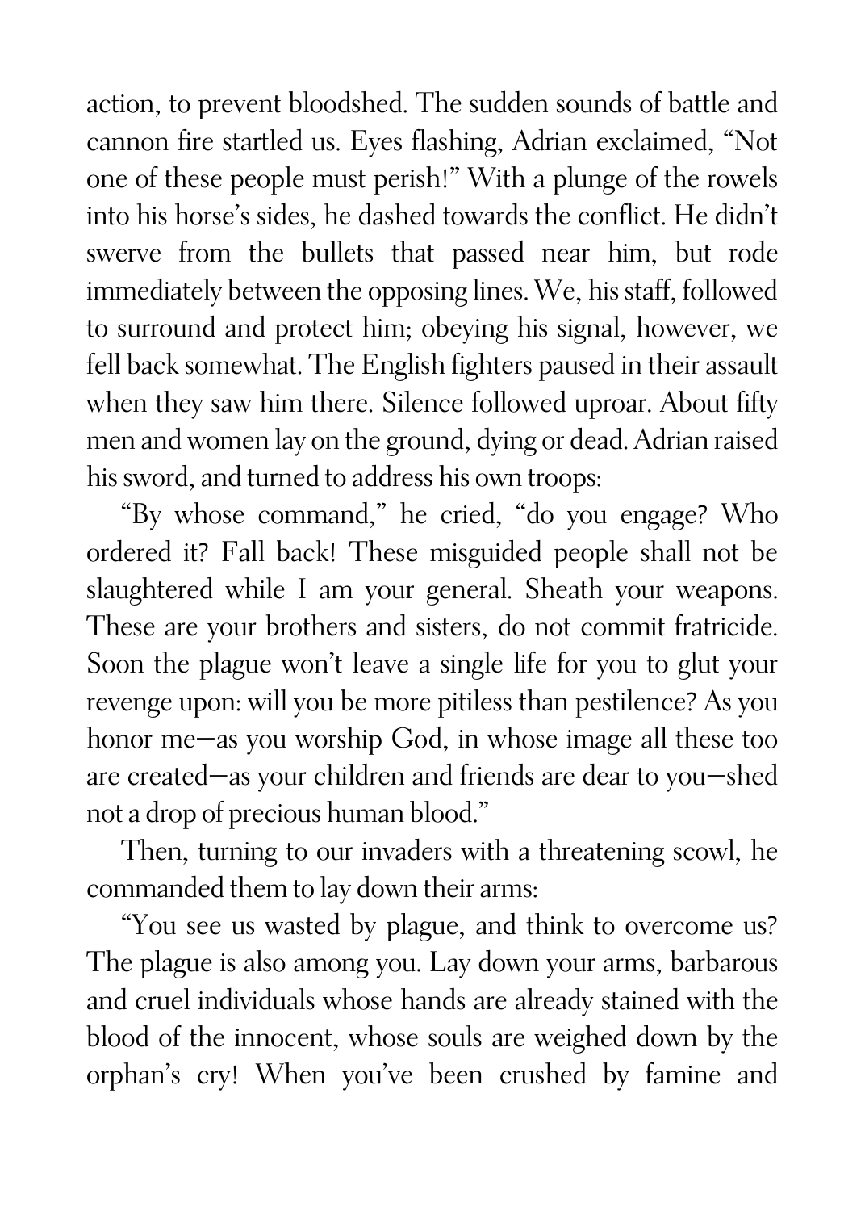action, to prevent bloodshed. The sudden sounds of battle and cannon fire startled us. Eyes flashing, Adrian exclaimed, "Not one of these people must perish!" With a plunge of the rowels into his horse's sides, he dashed towards the conflict. He didn't swerve from the bullets that passed near him, but rode immediately between the opposing lines. We, his staff, followed to surround and protect him; obeying his signal, however, we fell back somewhat. The English fighters paused in their assault when they saw him there. Silence followed uproar. About fifty men and women lay on the ground, dying or dead. Adrian raised his sword, and turned to address his own troops:

"By whose command," he cried, "do you engage? Who ordered it? Fall back! These misguided people shall not be slaughtered while I am your general. Sheath your weapons. These are your brothers and sisters, do not commit fratricide. Soon the plague won't leave a single life for you to glut your revenge upon: will you be more pitiless than pestilence? As you honor me—as you worship God, in whose image all these too are created—as your children and friends are dear to you—shed not a drop of precious human blood."

Then, turning to our invaders with a threatening scowl, he commanded them to lay down their arms:

"You see us wasted by plague, and think to overcome us? The plague is also among you. Lay down your arms, barbarous and cruel individuals whose hands are already stained with the blood of the innocent, whose souls are weighed down by the orphan's cry! When you've been crushed by famine and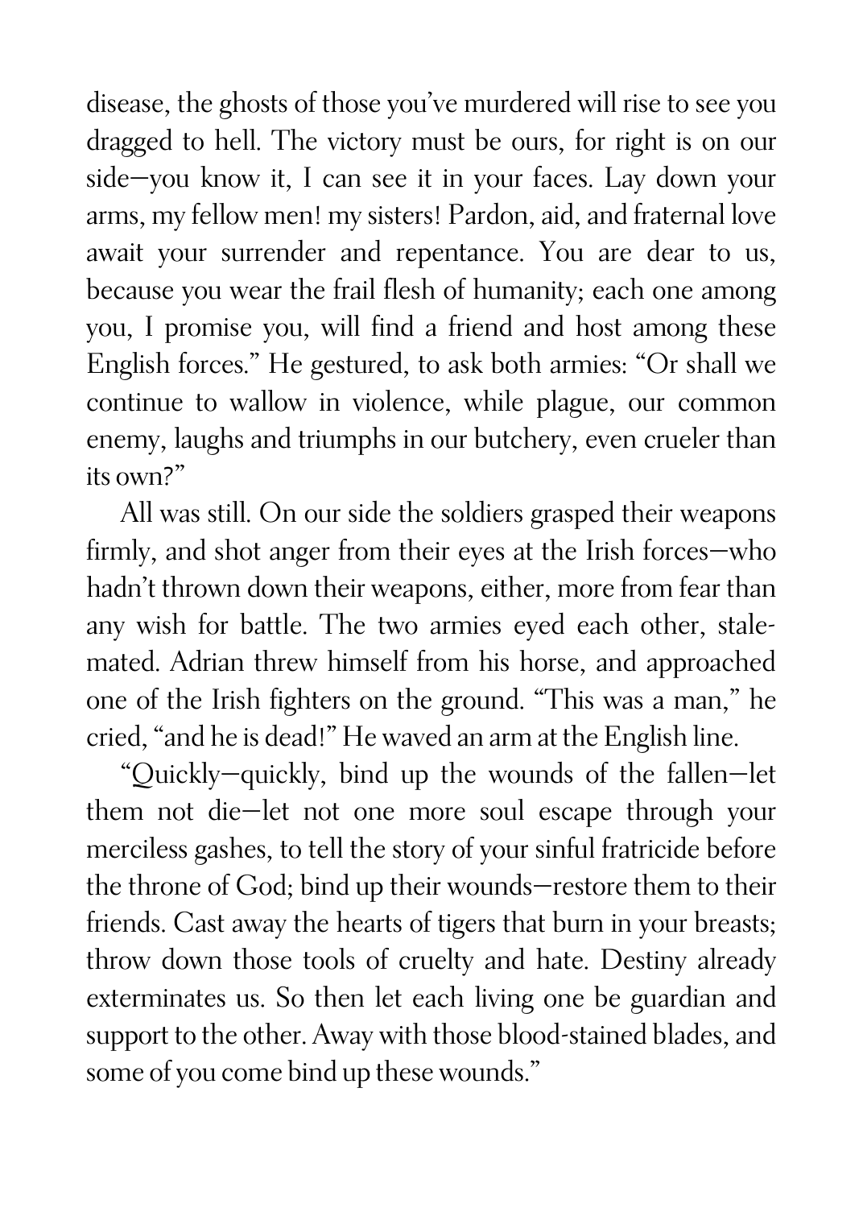disease, the ghosts of those you've murdered will rise to see you dragged to hell. The victory must be ours, for right is on our side—you know it, I can see it in your faces. Lay down your arms, my fellow men! my sisters! Pardon, aid, and fraternal love await your surrender and repentance. You are dear to us, because you wear the frail flesh of humanity; each one among you, I promise you, will find a friend and host among these English forces." He gestured, to ask both armies: "Or shall we continue to wallow in violence, while plague, our common enemy, laughs and triumphs in our butchery, even crueler than its own?"

All was still. On our side the soldiers grasped their weapons firmly, and shot anger from their eyes at the Irish forces—who hadn't thrown down their weapons, either, more from fear than any wish for battle. The two armies eyed each other, stalemated. Adrian threw himself from his horse, and approached one of the Irish fighters on the ground. "This was a man," he cried, "and he is dead!" He waved an arm at the English line.

"Quickly—quickly, bind up the wounds of the fallen—let them not die—let not one more soul escape through your merciless gashes, to tell the story of your sinful fratricide before the throne of God; bind up their wounds—restore them to their friends. Cast away the hearts of tigers that burn in your breasts; throw down those tools of cruelty and hate. Destiny already exterminates us. So then let each living one be guardian and support to the other. Away with those blood-stained blades, and some of you come bind up these wounds."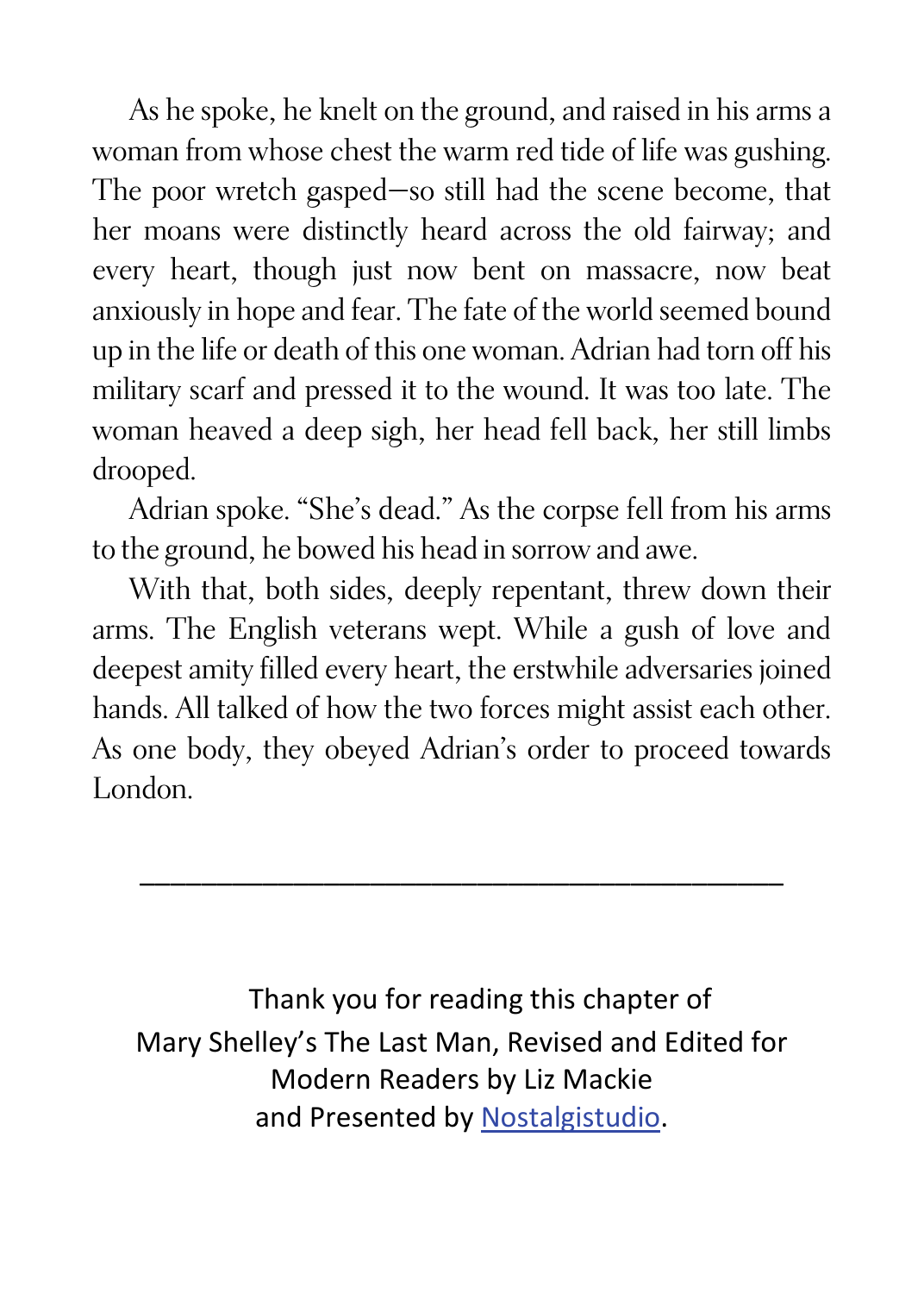As he spoke, he knelt on the ground, and raised in his arms a woman from whose chest the warm red tide of life was gushing. The poor wretch gasped—so still had the scene become, that her moans were distinctly heard across the old fairway; and every heart, though just now bent on massacre, now beat anxiously in hope and fear. The fate of the world seemed bound up in the life or death of this one woman. Adrian had torn off his military scarf and pressed it to the wound. It was too late. The woman heaved a deep sigh, her head fell back, her still limbs drooped.

Adrian spoke. "She's dead." As the corpse fell from his arms to the ground, he bowed his head in sorrow and awe.

With that, both sides, deeply repentant, threw down their arms. The English veterans wept. While a gush of love and deepest amity filled every heart, the erstwhile adversaries joined hands. All talked of how the two forces might assist each other. As one body, they obeyed Adrian's order to proceed towards London.

---

Thank you for reading this chapter of
Mary Shelley's The Last Man, Revised and Edited for Modern Readers by Liz Mackie
and Presented by [Nostalgistudio](Nostalgistudio).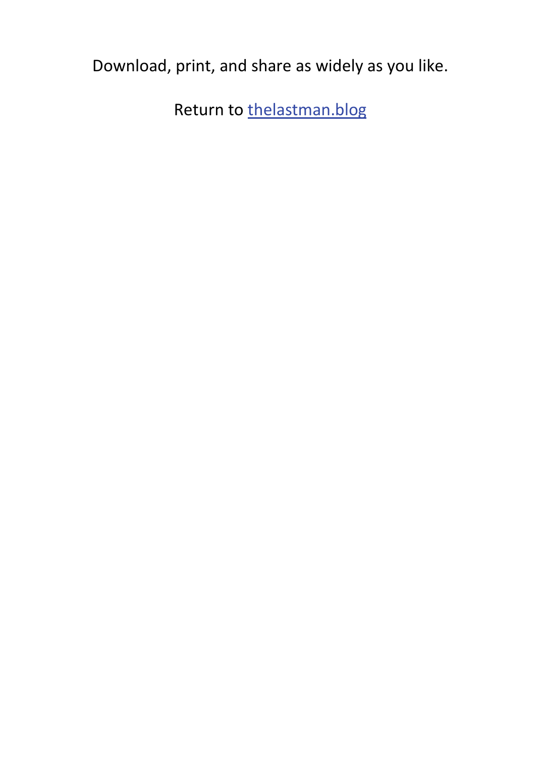Download, print, and share as widely as you like.

Return to [thelastman.blog](thelastman.blog)